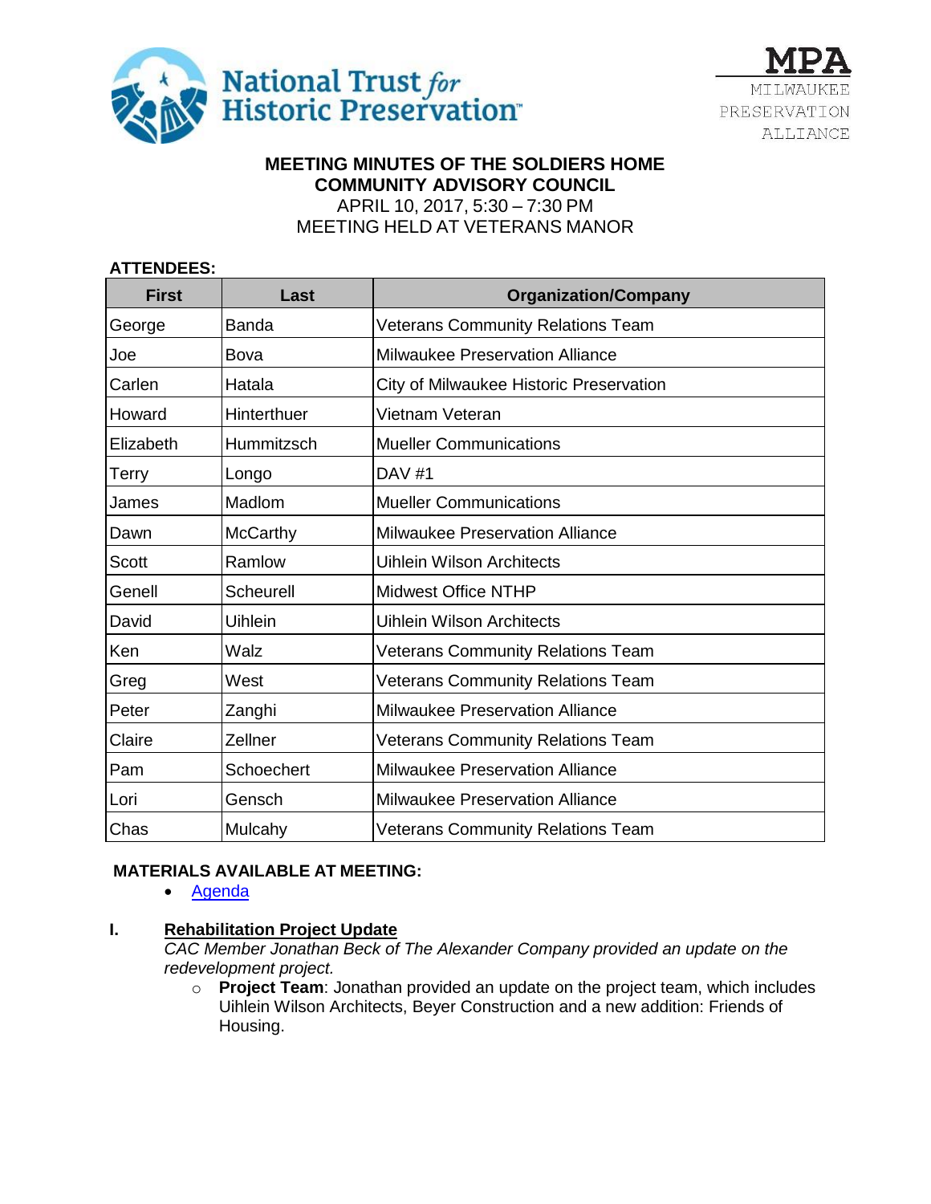National Trust *for* Historic Preservation

MPA MILWAUKEE PRESERVATION ALLIANCE

# MEETING MINUTES OF THE SOLDIERS HOME COMMUNITY ADVISORY COUNCIL

APRIL 10, 2017, 5:30 – 7:30 PM

MEETING HELD AT VETERANS MANOR

**ATTENDEES:**

| First | Last | Organization/Company |
|---|---|---|
| George | Banda | Veterans Community Relations Team |
| Joe | Bova | Milwaukee Preservation Alliance |
| Carlen | Hatala | City of Milwaukee Historic Preservation |
| Howard | Hinterthuer | Vietnam Veteran |
| Elizabeth | Hummitzsch | Mueller Communications |
| Terry | Longo | DAV #1 |
| James | Madlom | Mueller Communications |
| Dawn | McCarthy | Milwaukee Preservation Alliance |
| Scott | Ramlow | Uihlein Wilson Architects |
| Genell | Scheurell | Midwest Office NTHP |
| David | Uihlein | Uihlein Wilson Architects |
| Ken | Walz | Veterans Community Relations Team |
| Greg | West | Veterans Community Relations Team |
| Peter | Zanghi | Milwaukee Preservation Alliance |
| Claire | Zellner | Veterans Community Relations Team |
| Pam | Schoechert | Milwaukee Preservation Alliance |
| Lori | Gensch | Milwaukee Preservation Alliance |
| Chas | Mulcahy | Veterans Community Relations Team |

**MATERIALS AVAILABLE AT MEETING:**

- Agenda

## I. Rehabilitation Project Update

*CAC Member Jonathan Beck of The Alexander Company provided an update on the redevelopment project.*

- **Project Team**: Jonathan provided an update on the project team, which includes Uihlein Wilson Architects, Beyer Construction and a new addition: Friends of Housing.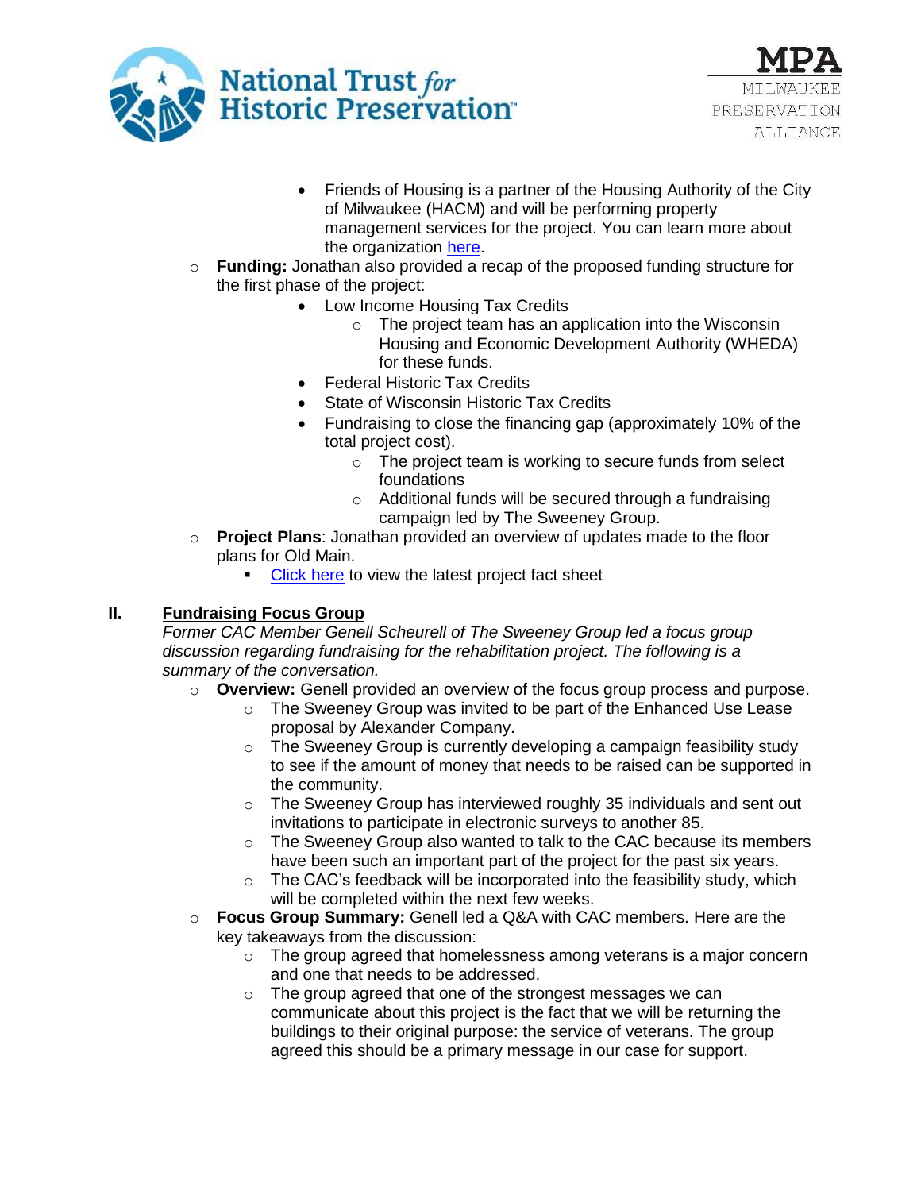- Friends of Housing is a partner of the Housing Authority of the City of Milwaukee (HACM) and will be performing property management services for the project. You can learn more about the organization here.

- **Funding:** Jonathan also provided a recap of the proposed funding structure for the first phase of the project:
  - Low Income Housing Tax Credits
    - The project team has an application into the Wisconsin Housing and Economic Development Authority (WHEDA) for these funds.
  - Federal Historic Tax Credits
  - State of Wisconsin Historic Tax Credits
  - Fundraising to close the financing gap (approximately 10% of the total project cost).
    - The project team is working to secure funds from select foundations
    - Additional funds will be secured through a fundraising campaign led by The Sweeney Group.
- **Project Plans**: Jonathan provided an overview of updates made to the floor plans for Old Main.
  - Click here to view the latest project fact sheet

## II. Fundraising Focus Group

*Former CAC Member Genell Scheurell of The Sweeney Group led a focus group discussion regarding fundraising for the rehabilitation project. The following is a summary of the conversation.*

- **Overview:** Genell provided an overview of the focus group process and purpose.
  - The Sweeney Group was invited to be part of the Enhanced Use Lease proposal by Alexander Company.
  - The Sweeney Group is currently developing a campaign feasibility study to see if the amount of money that needs to be raised can be supported in the community.
  - The Sweeney Group has interviewed roughly 35 individuals and sent out invitations to participate in electronic surveys to another 85.
  - The Sweeney Group also wanted to talk to the CAC because its members have been such an important part of the project for the past six years.
  - The CAC's feedback will be incorporated into the feasibility study, which will be completed within the next few weeks.
- **Focus Group Summary:** Genell led a Q&A with CAC members. Here are the key takeaways from the discussion:
  - The group agreed that homelessness among veterans is a major concern and one that needs to be addressed.
  - The group agreed that one of the strongest messages we can communicate about this project is the fact that we will be returning the buildings to their original purpose: the service of veterans. The group agreed this should be a primary message in our case for support.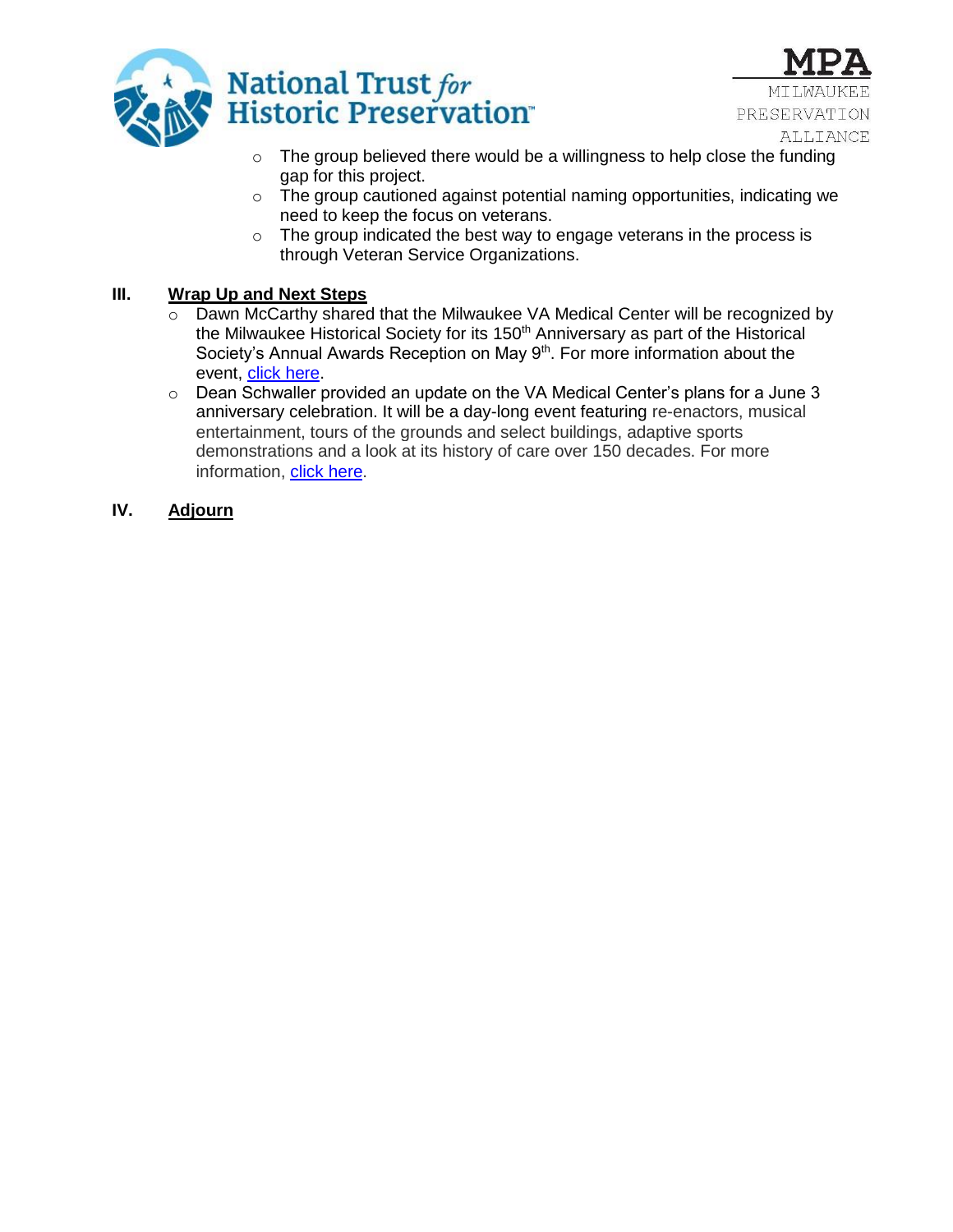- The group believed there would be a willingness to help close the funding gap for this project.
- The group cautioned against potential naming opportunities, indicating we need to keep the focus on veterans.
- The group indicated the best way to engage veterans in the process is through Veteran Service Organizations.

## III. Wrap Up and Next Steps

- Dawn McCarthy shared that the Milwaukee VA Medical Center will be recognized by the Milwaukee Historical Society for its 150th Anniversary as part of the Historical Society's Annual Awards Reception on May 9th. For more information about the event, click here.
- Dean Schwaller provided an update on the VA Medical Center's plans for a June 3 anniversary celebration. It will be a day-long event featuring re-enactors, musical entertainment, tours of the grounds and select buildings, adaptive sports demonstrations and a look at its history of care over 150 decades. For more information, click here.

## IV. Adjourn